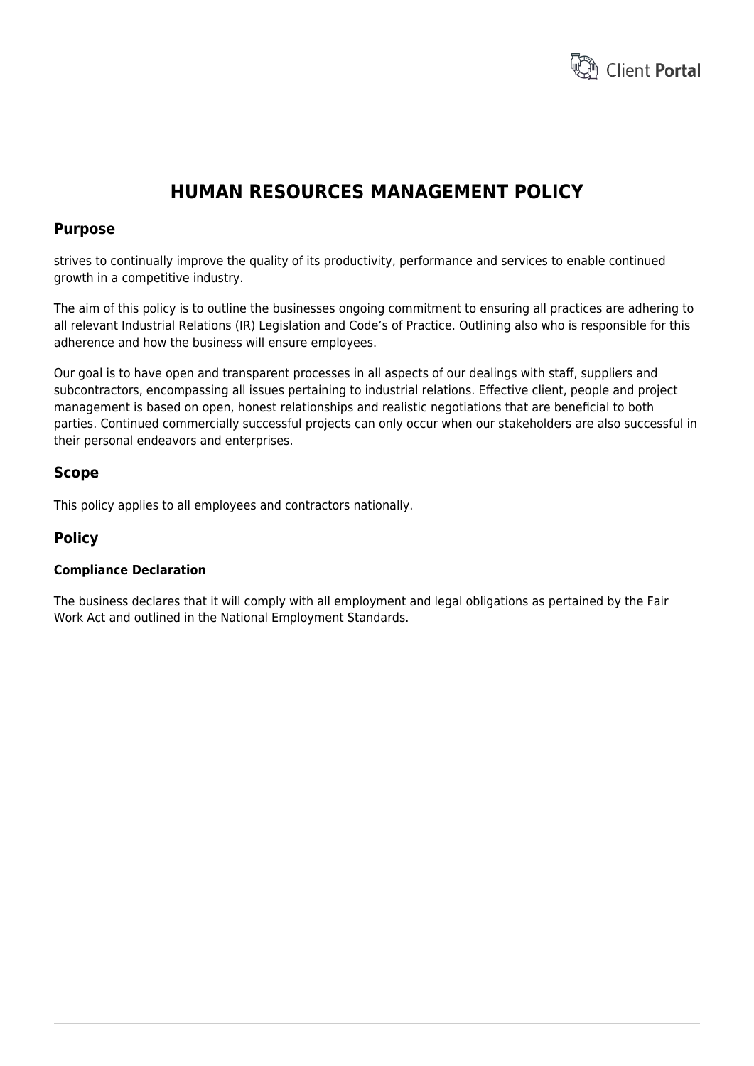# HUMAN RESOURCES MANAGEMENT POLICY

## Purpose

strives to continually improve the quality of its productivity, performance and services to enable continued growth in a competitive industry.

The aim of this policy is to outline the businesses ongoing commitment to ensuring all practices are adhering to all relevant Industrial Relations (IR) Legislation and Code's of Practice. Outlining also who is responsible for this adherence and how the business will ensure employees.

Our goal is to have open and transparent processes in all aspects of our dealings with staff, suppliers and subcontractors, encompassing all issues pertaining to industrial relations. Effective client, people and project management is based on open, honest relationships and realistic negotiations that are beneficial to both parties. Continued commercially successful projects can only occur when our stakeholders are also successful in their personal endeavors and enterprises.

## Scope

This policy applies to all employees and contractors nationally.

## Policy

### Compliance Declaration

The business declares that it will comply with all employment and legal obligations as pertained by the Fair Work Act and outlined in the National Employment Standards.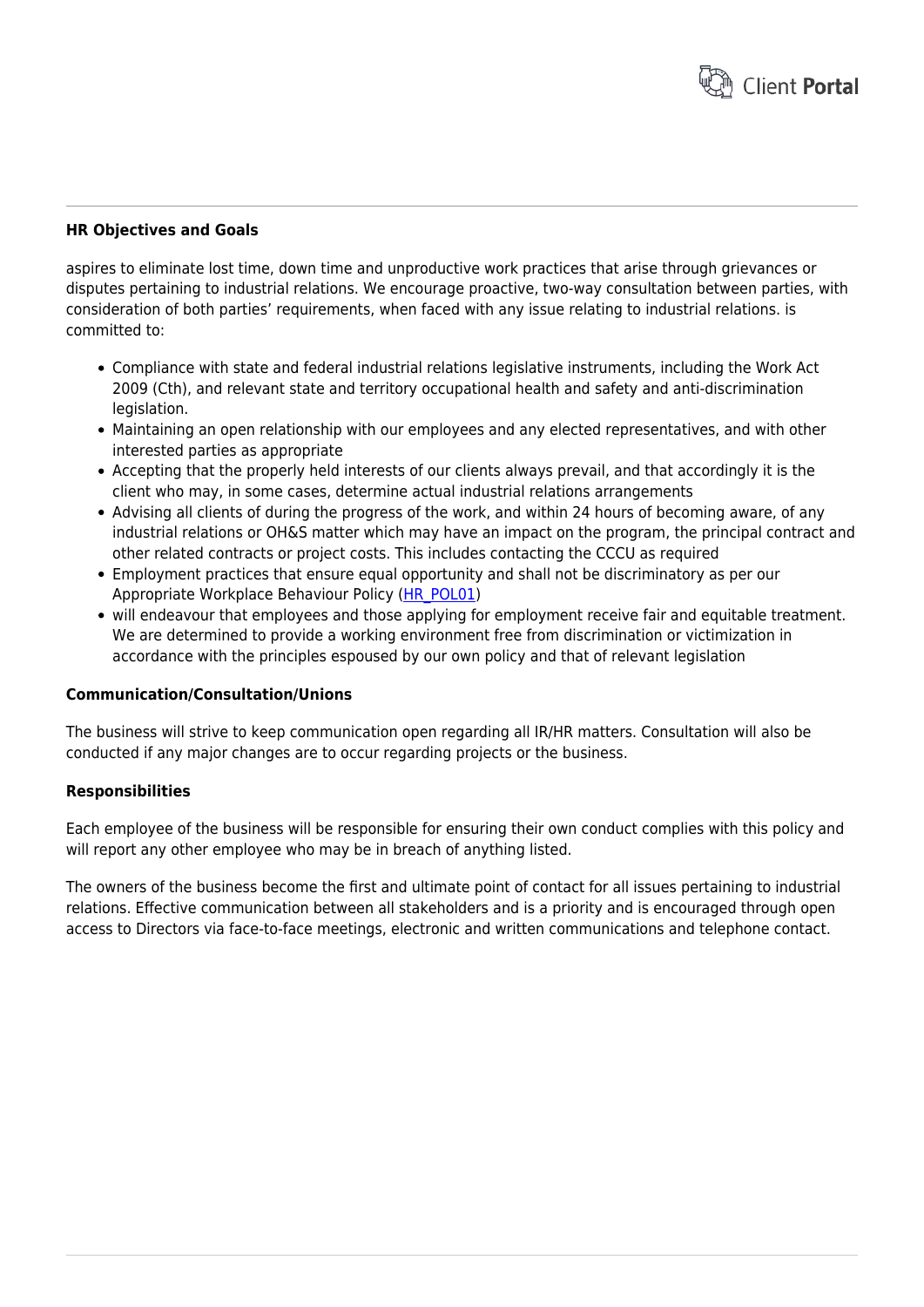**HR Objectives and Goals**

aspires to eliminate lost time, down time and unproductive work practices that arise through grievances or disputes pertaining to industrial relations. We encourage proactive, two-way consultation between parties, with consideration of both parties' requirements, when faced with any issue relating to industrial relations. is committed to:

- Compliance with state and federal industrial relations legislative instruments, including the Work Act 2009 (Cth), and relevant state and territory occupational health and safety and anti-discrimination legislation.
- Maintaining an open relationship with our employees and any elected representatives, and with other interested parties as appropriate
- Accepting that the properly held interests of our clients always prevail, and that accordingly it is the client who may, in some cases, determine actual industrial relations arrangements
- Advising all clients of during the progress of the work, and within 24 hours of becoming aware, of any industrial relations or OH&S matter which may have an impact on the program, the principal contract and other related contracts or project costs. This includes contacting the CCCU as required
- Employment practices that ensure equal opportunity and shall not be discriminatory as per our Appropriate Workplace Behaviour Policy (HR_POL01)
- will endeavour that employees and those applying for employment receive fair and equitable treatment. We are determined to provide a working environment free from discrimination or victimization in accordance with the principles espoused by our own policy and that of relevant legislation

**Communication/Consultation/Unions**

The business will strive to keep communication open regarding all IR/HR matters. Consultation will also be conducted if any major changes are to occur regarding projects or the business.

**Responsibilities**

Each employee of the business will be responsible for ensuring their own conduct complies with this policy and will report any other employee who may be in breach of anything listed.

The owners of the business become the first and ultimate point of contact for all issues pertaining to industrial relations. Effective communication between all stakeholders and is a priority and is encouraged through open access to Directors via face-to-face meetings, electronic and written communications and telephone contact.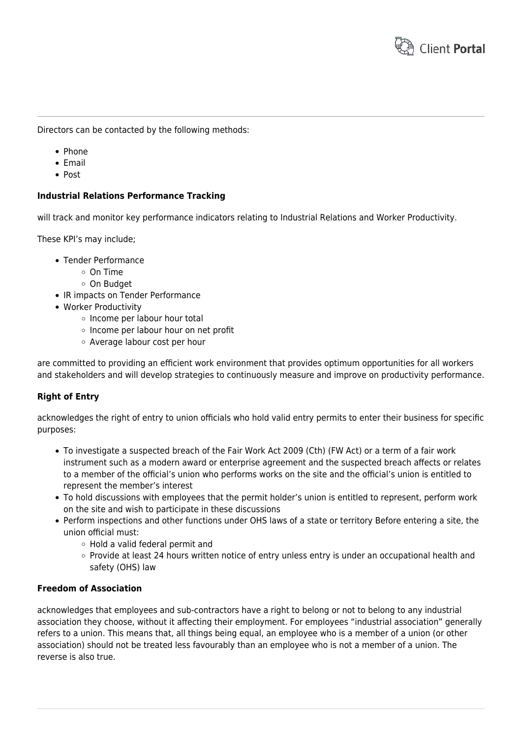Directors can be contacted by the following methods:

- Phone
- Email
- Post

**Industrial Relations Performance Tracking**

will track and monitor key performance indicators relating to Industrial Relations and Worker Productivity.

These KPI's may include;

- Tender Performance
  - On Time
  - On Budget
- IR impacts on Tender Performance
- Worker Productivity
  - Income per labour hour total
  - Income per labour hour on net profit
  - Average labour cost per hour

are committed to providing an efficient work environment that provides optimum opportunities for all workers and stakeholders and will develop strategies to continuously measure and improve on productivity performance.

**Right of Entry**

acknowledges the right of entry to union officials who hold valid entry permits to enter their business for specific purposes:

- To investigate a suspected breach of the Fair Work Act 2009 (Cth) (FW Act) or a term of a fair work instrument such as a modern award or enterprise agreement and the suspected breach affects or relates to a member of the official's union who performs works on the site and the official's union is entitled to represent the member's interest
- To hold discussions with employees that the permit holder's union is entitled to represent, perform work on the site and wish to participate in these discussions
- Perform inspections and other functions under OHS laws of a state or territory Before entering a site, the union official must:
  - Hold a valid federal permit and
  - Provide at least 24 hours written notice of entry unless entry is under an occupational health and safety (OHS) law

**Freedom of Association**

acknowledges that employees and sub-contractors have a right to belong or not to belong to any industrial association they choose, without it affecting their employment. For employees "industrial association" generally refers to a union. This means that, all things being equal, an employee who is a member of a union (or other association) should not be treated less favourably than an employee who is not a member of a union. The reverse is also true.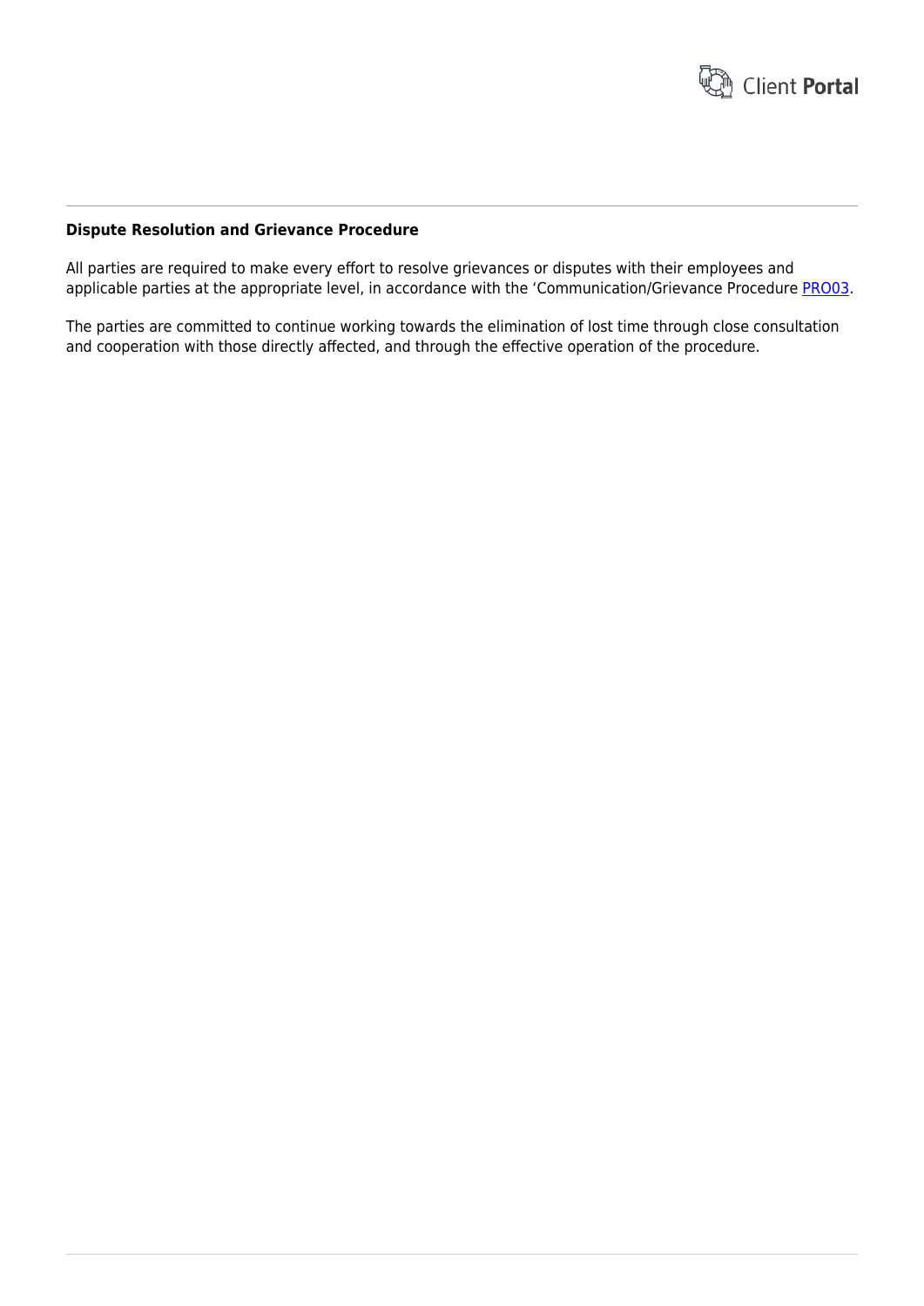**Dispute Resolution and Grievance Procedure**

All parties are required to make every effort to resolve grievances or disputes with their employees and applicable parties at the appropriate level, in accordance with the 'Communication/Grievance Procedure PRO03.

The parties are committed to continue working towards the elimination of lost time through close consultation and cooperation with those directly affected, and through the effective operation of the procedure.